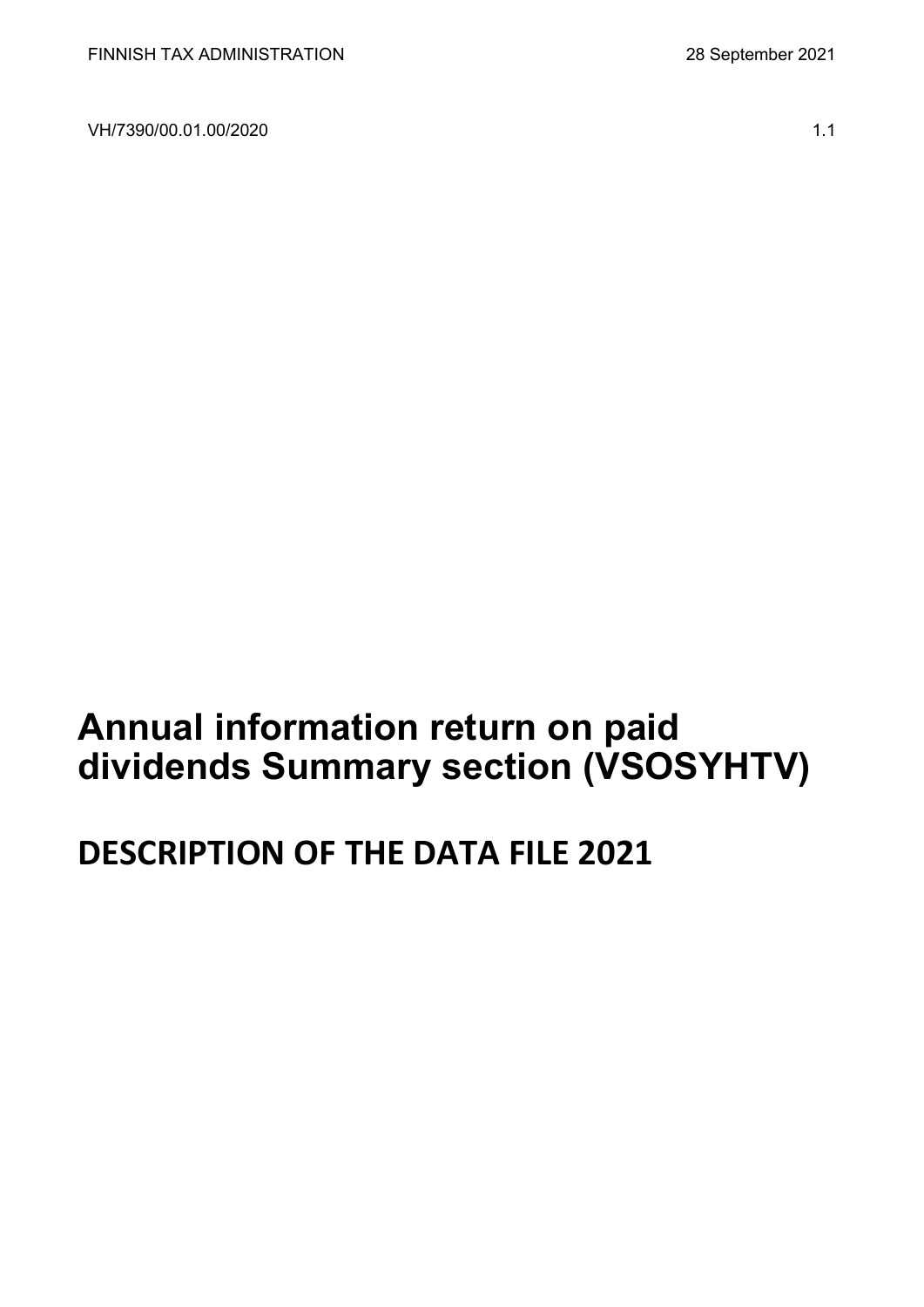FINNISH TAX ADMINISTRATION 28 September 2021

VH/7390/00.01.00/2020 1.1

# Annual information return on paid dividends Summary section (VSOSYHTV)

## DESCRIPTION OF THE DATA FILE 2021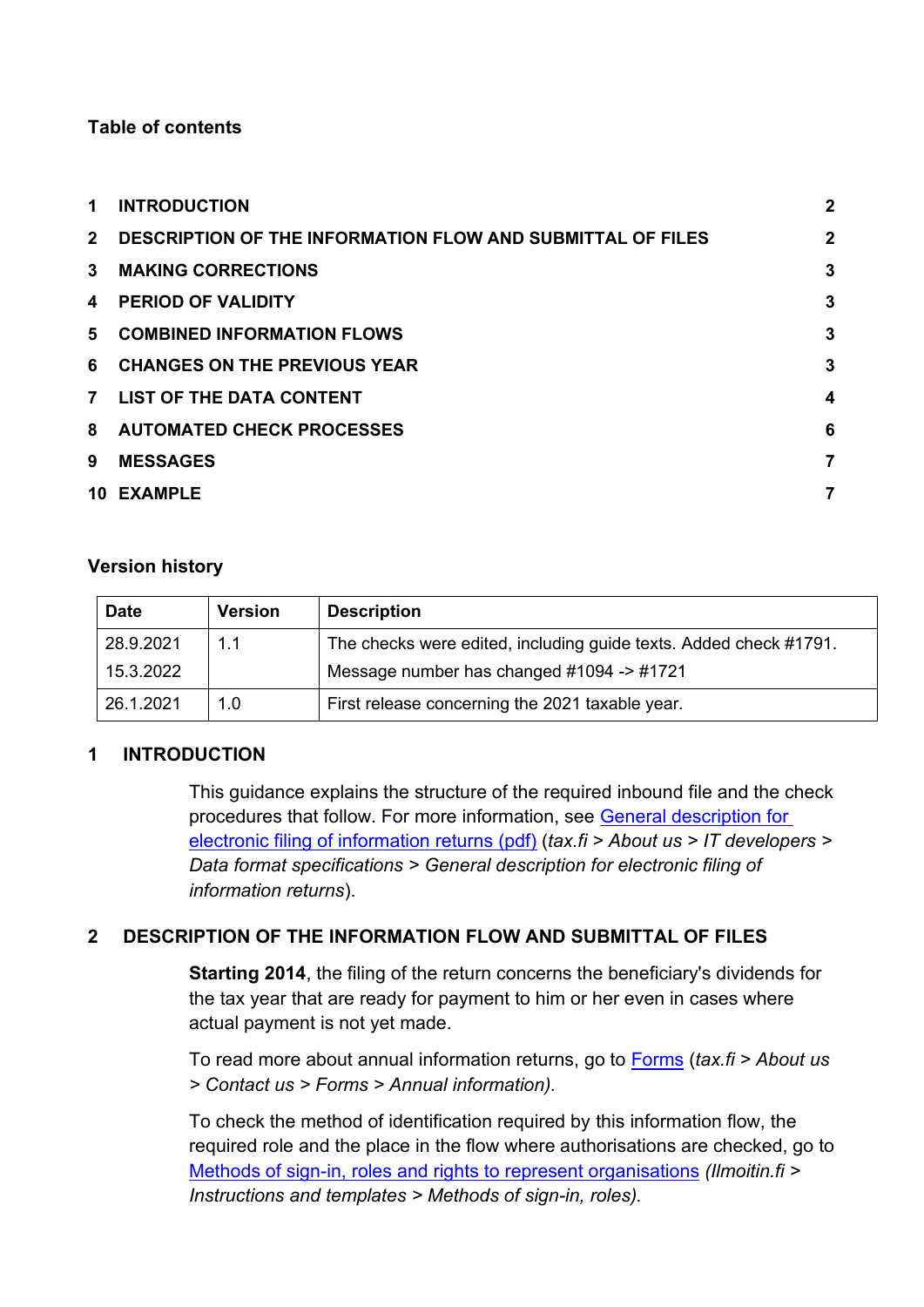**Table of contents**

| | | |
|---|---|---|
| 1 | INTRODUCTION | 2 |
| 2 | DESCRIPTION OF THE INFORMATION FLOW AND SUBMITTAL OF FILES | 2 |
| 3 | MAKING CORRECTIONS | 3 |
| 4 | PERIOD OF VALIDITY | 3 |
| 5 | COMBINED INFORMATION FLOWS | 3 |
| 6 | CHANGES ON THE PREVIOUS YEAR | 3 |
| 7 | LIST OF THE DATA CONTENT | 4 |
| 8 | AUTOMATED CHECK PROCESSES | 6 |
| 9 | MESSAGES | 7 |
| 10 | EXAMPLE | 7 |

**Version history**

| Date | Version | Description |
|---|---|---|
| 28.9.2021<br>15.3.2022 | 1.1 | The checks were edited, including guide texts. Added check #1791.<br>Message number has changed #1094 -> #1721 |
| 26.1.2021 | 1.0 | First release concerning the 2021 taxable year. |

## 1 INTRODUCTION

This guidance explains the structure of the required inbound file and the check procedures that follow. For more information, see General description for electronic filing of information returns (pdf) (*tax.fi > About us > IT developers > Data format specifications > General description for electronic filing of information returns*).

## 2 DESCRIPTION OF THE INFORMATION FLOW AND SUBMITTAL OF FILES

**Starting 2014**, the filing of the return concerns the beneficiary's dividends for the tax year that are ready for payment to him or her even in cases where actual payment is not yet made.

To read more about annual information returns, go to Forms (*tax.fi > About us > Contact us > Forms > Annual information).*

To check the method of identification required by this information flow, the required role and the place in the flow where authorisations are checked, go to Methods of sign-in, roles and rights to represent organisations *(Ilmoitin.fi > Instructions and templates > Methods of sign-in, roles).*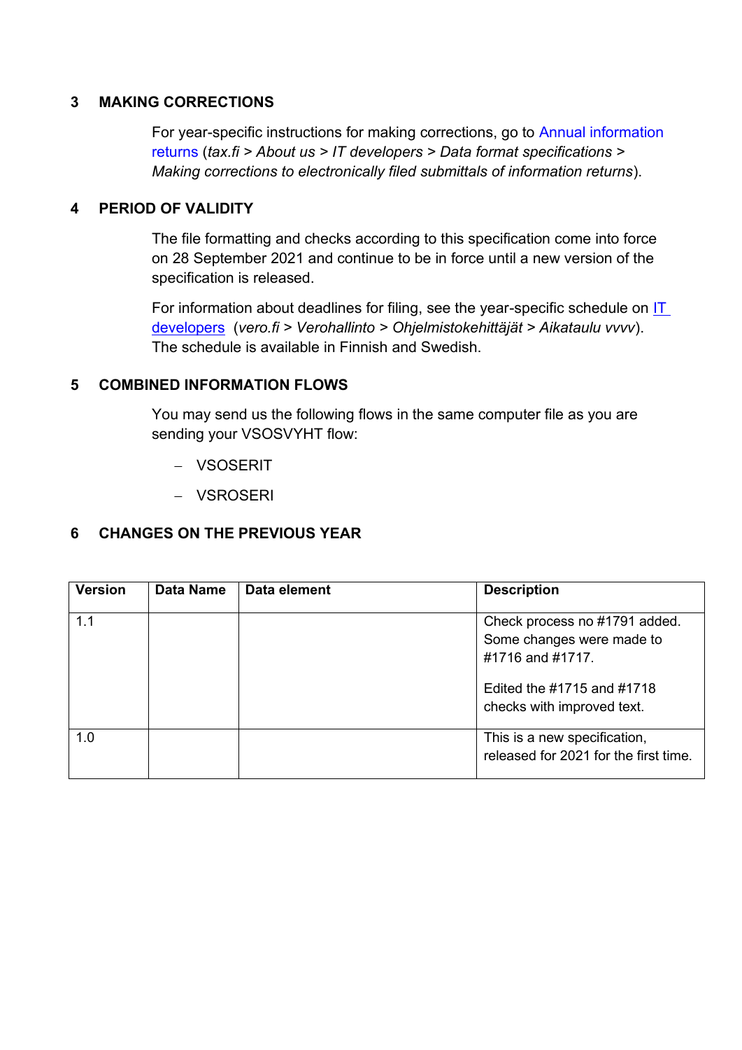## 3 MAKING CORRECTIONS

For year-specific instructions for making corrections, go to Annual information returns (*tax.fi > About us > IT developers > Data format specifications > Making corrections to electronically filed submittals of information returns*).

## 4 PERIOD OF VALIDITY

The file formatting and checks according to this specification come into force on 28 September 2021 and continue to be in force until a new version of the specification is released.

For information about deadlines for filing, see the year-specific schedule on IT developers (*vero.fi > Verohallinto > Ohjelmistokehittäjät > Aikataulu vvvv*). The schedule is available in Finnish and Swedish.

## 5 COMBINED INFORMATION FLOWS

You may send us the following flows in the same computer file as you are sending your VSOSVYHT flow:

- VSOSERIT
- VSROSERI

## 6 CHANGES ON THE PREVIOUS YEAR

| Version | Data Name | Data element | Description |
|---|---|---|---|
| 1.1 | | | Check process no #1791 added. Some changes were made to #1716 and #1717.<br><br>Edited the #1715 and #1718 checks with improved text. |
| 1.0 | | | This is a new specification, released for 2021 for the first time. |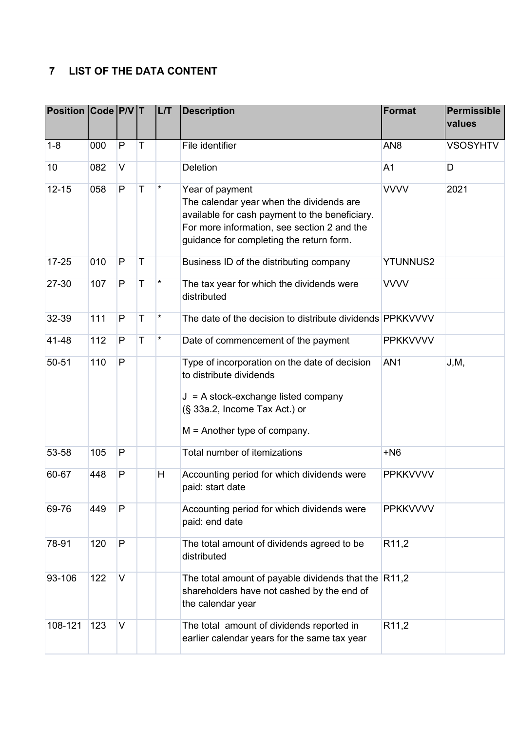## 7 LIST OF THE DATA CONTENT

| Position | Code | P/V | T | L/T | Description | Format | Permissible values |
|---|---|---|---|---|---|---|---|
| 1-8 | 000 | P | T | | File identifier | AN8 | VSOSYHTV |
| 10 | 082 | V | | | Deletion | A1 | D |
| 12-15 | 058 | P | T | * | Year of payment<br>The calendar year when the dividends are available for cash payment to the beneficiary. For more information, see section 2 and the guidance for completing the return form. | VVVV | 2021 |
| 17-25 | 010 | P | T | | Business ID of the distributing company | YTUNNUS2 | |
| 27-30 | 107 | P | T | * | The tax year for which the dividends were distributed | VVVV | |
| 32-39 | 111 | P | T | * | The date of the decision to distribute dividends | PPKKVVVV | |
| 41-48 | 112 | P | T | * | Date of commencement of the payment | PPKKVVVV | |
| 50-51 | 110 | P | | | Type of incorporation on the date of decision to distribute dividends<br>J = A stock-exchange listed company (§ 33a.2, Income Tax Act.) or<br>M = Another type of company. | AN1 | J,M, |
| 53-58 | 105 | P | | | Total number of itemizations | +N6 | |
| 60-67 | 448 | P | | H | Accounting period for which dividends were paid: start date | PPKKVVVV | |
| 69-76 | 449 | P | | | Accounting period for which dividends were paid: end date | PPKKVVVV | |
| 78-91 | 120 | P | | | The total amount of dividends agreed to be distributed | R11,2 | |
| 93-106 | 122 | V | | | The total amount of payable dividends that the shareholders have not cashed by the end of the calendar year | R11,2 | |
| 108-121 | 123 | V | | | The total amount of dividends reported in earlier calendar years for the same tax year | R11,2 | |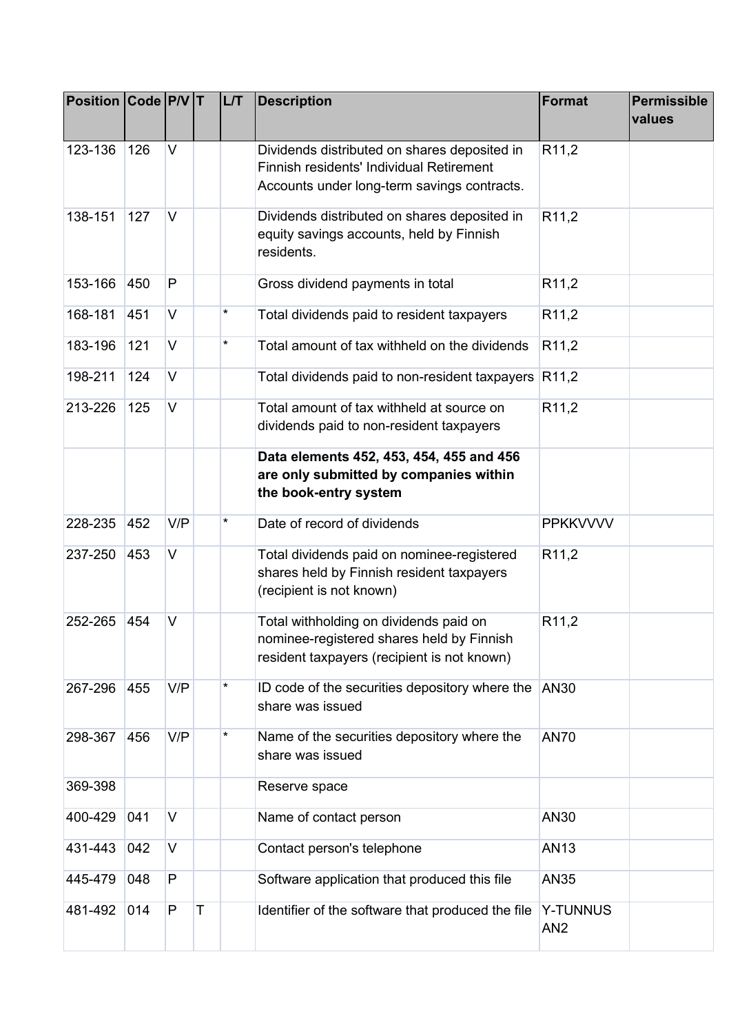| Position | Code | P/V | T | L/T | Description | Format | Permissible values |
|---|---|---|---|---|---|---|---|
| 123-136 | 126 | V | | | Dividends distributed on shares deposited in Finnish residents' Individual Retirement Accounts under long-term savings contracts. | R11,2 | |
| 138-151 | 127 | V | | | Dividends distributed on shares deposited in equity savings accounts, held by Finnish residents. | R11,2 | |
| 153-166 | 450 | P | | | Gross dividend payments in total | R11,2 | |
| 168-181 | 451 | V | | * | Total dividends paid to resident taxpayers | R11,2 | |
| 183-196 | 121 | V | | * | Total amount of tax withheld on the dividends | R11,2 | |
| 198-211 | 124 | V | | | Total dividends paid to non-resident taxpayers | R11,2 | |
| 213-226 | 125 | V | | | Total amount of tax withheld at source on dividends paid to non-resident taxpayers | R11,2 | |
| | | | | | **Data elements 452, 453, 454, 455 and 456 are only submitted by companies within the book-entry system** | | |
| 228-235 | 452 | V/P | | * | Date of record of dividends | PPKKVVVV | |
| 237-250 | 453 | V | | | Total dividends paid on nominee-registered shares held by Finnish resident taxpayers (recipient is not known) | R11,2 | |
| 252-265 | 454 | V | | | Total withholding on dividends paid on nominee-registered shares held by Finnish resident taxpayers (recipient is not known) | R11,2 | |
| 267-296 | 455 | V/P | | * | ID code of the securities depository where the share was issued | AN30 | |
| 298-367 | 456 | V/P | | * | Name of the securities depository where the share was issued | AN70 | |
| 369-398 | | | | | Reserve space | | |
| 400-429 | 041 | V | | | Name of contact person | AN30 | |
| 431-443 | 042 | V | | | Contact person's telephone | AN13 | |
| 445-479 | 048 | P | | | Software application that produced this file | AN35 | |
| 481-492 | 014 | P | T | | Identifier of the software that produced the file | Y-TUNNUS AN2 | |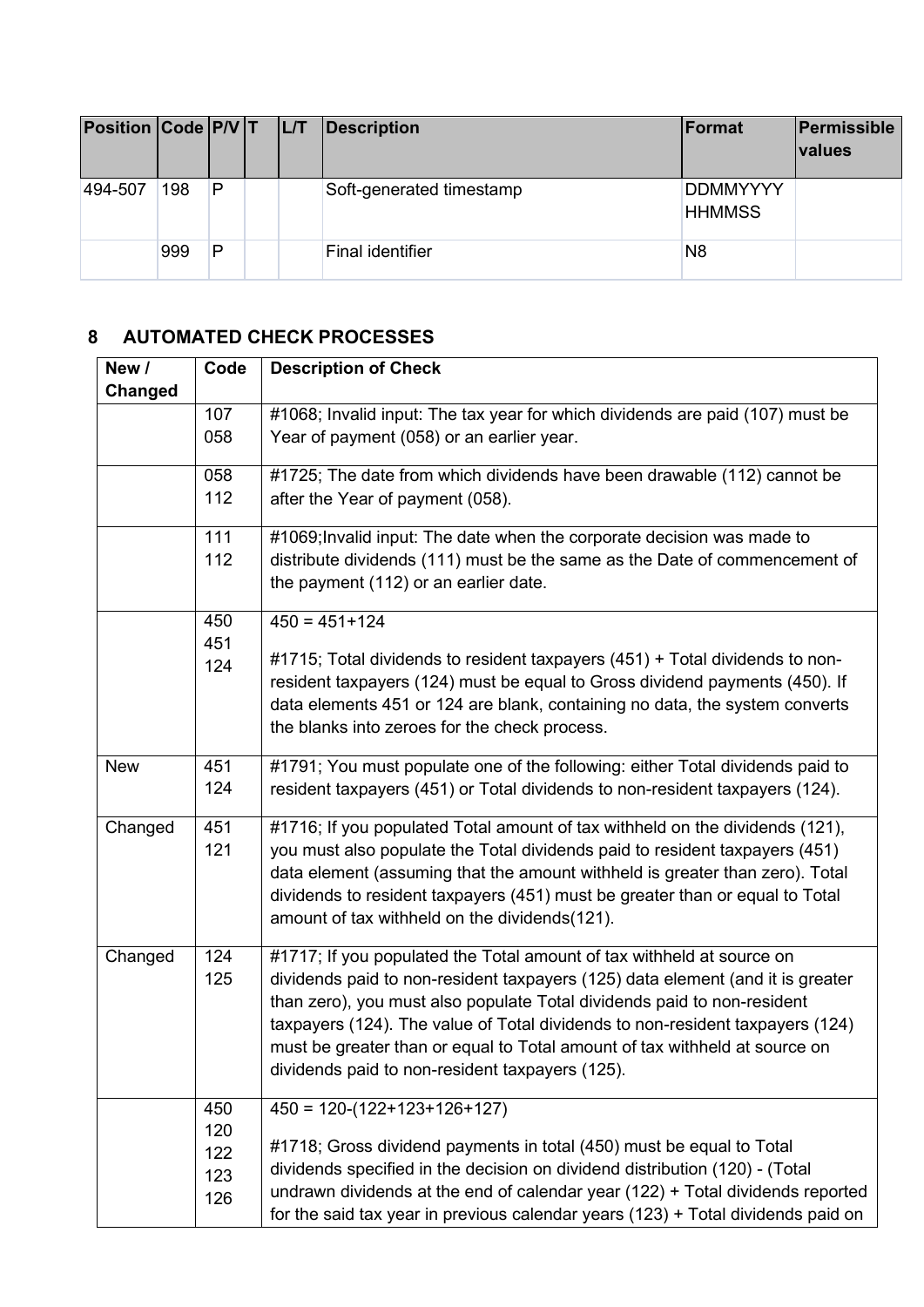| Position | Code | P/V | T | L/T | Description | Format | Permissible values |
|---|---|---|---|---|---|---|---|
| 494-507 | 198 | P | | | Soft-generated timestamp | DDMMYYYY HHMMSS | |
| | 999 | P | | | Final identifier | N8 | |

## 8 AUTOMATED CHECK PROCESSES

| New / Changed | Code | Description of Check |
|---|---|---|
| | 107<br>058 | #1068; Invalid input: The tax year for which dividends are paid (107) must be Year of payment (058) or an earlier year. |
| | 058<br>112 | #1725; The date from which dividends have been drawable (112) cannot be after the Year of payment (058). |
| | 111<br>112 | #1069;Invalid input: The date when the corporate decision was made to distribute dividends (111) must be the same as the Date of commencement of the payment (112) or an earlier date. |
| | 450<br>451<br>124 | 450 = 451+124<br><br>#1715; Total dividends to resident taxpayers (451) + Total dividends to non-resident taxpayers (124) must be equal to Gross dividend payments (450). If data elements 451 or 124 are blank, containing no data, the system converts the blanks into zeroes for the check process. |
| New | 451<br>124 | #1791; You must populate one of the following: either Total dividends paid to resident taxpayers (451) or Total dividends to non-resident taxpayers (124). |
| Changed | 451<br>121 | #1716; If you populated Total amount of tax withheld on the dividends (121), you must also populate the Total dividends paid to resident taxpayers (451) data element (assuming that the amount withheld is greater than zero). Total dividends to resident taxpayers (451) must be greater than or equal to Total amount of tax withheld on the dividends(121). |
| Changed | 124<br>125 | #1717; If you populated the Total amount of tax withheld at source on dividends paid to non-resident taxpayers (125) data element (and it is greater than zero), you must also populate Total dividends paid to non-resident taxpayers (124). The value of Total dividends to non-resident taxpayers (124) must be greater than or equal to Total amount of tax withheld at source on dividends paid to non-resident taxpayers (125). |
| | 450<br>120<br>122<br>123<br>126 | 450 = 120-(122+123+126+127)<br><br>#1718; Gross dividend payments in total (450) must be equal to Total dividends specified in the decision on dividend distribution (120) - (Total undrawn dividends at the end of calendar year (122) + Total dividends reported for the said tax year in previous calendar years (123) + Total dividends paid on |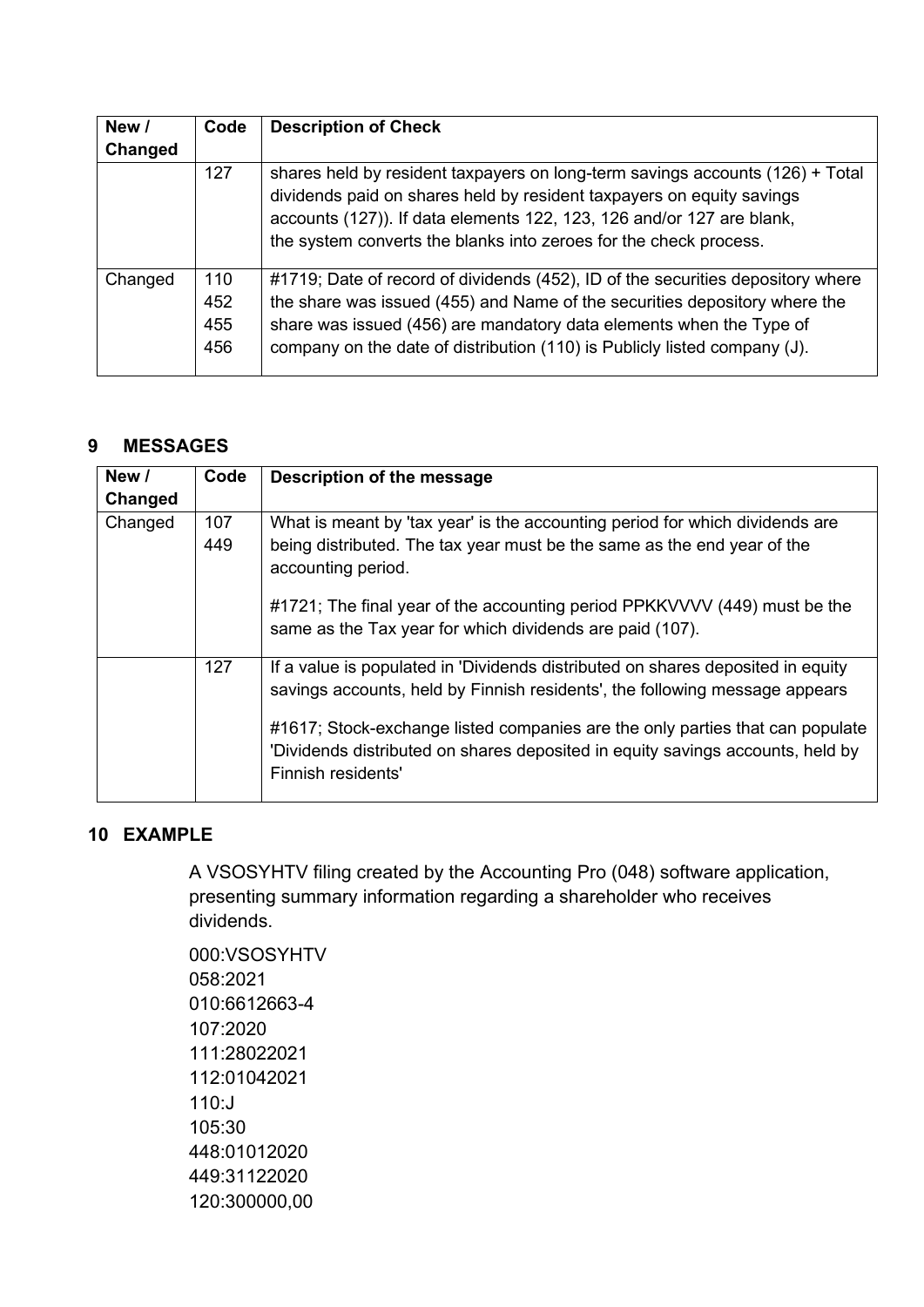| New / Changed | Code | Description of Check |
|---|---|---|
| | 127 | shares held by resident taxpayers on long-term savings accounts (126) + Total dividends paid on shares held by resident taxpayers on equity savings accounts (127)). If data elements 122, 123, 126 and/or 127 are blank, the system converts the blanks into zeroes for the check process. |
| Changed | 110<br>452<br>455<br>456 | #1719; Date of record of dividends (452), ID of the securities depository where the share was issued (455) and Name of the securities depository where the share was issued (456) are mandatory data elements when the Type of company on the date of distribution (110) is Publicly listed company (J). |

## 9 MESSAGES

| New / Changed | Code | Description of the message |
|---|---|---|
| Changed | 107<br>449 | What is meant by 'tax year' is the accounting period for which dividends are being distributed. The tax year must be the same as the end year of the accounting period.<br><br>#1721; The final year of the accounting period PPKKVVVV (449) must be the same as the Tax year for which dividends are paid (107). |
| | 127 | If a value is populated in 'Dividends distributed on shares deposited in equity savings accounts, held by Finnish residents', the following message appears<br><br>#1617; Stock-exchange listed companies are the only parties that can populate 'Dividends distributed on shares deposited in equity savings accounts, held by Finnish residents' |

## 10 EXAMPLE

A VSOSYHTV filing created by the Accounting Pro (048) software application, presenting summary information regarding a shareholder who receives dividends.

```
000:VSOSYHTV
058:2021
010:6612663-4
107:2020
111:28022021
112:01042021
110:J
105:30
448:01012020
449:31122020
120:300000,00
```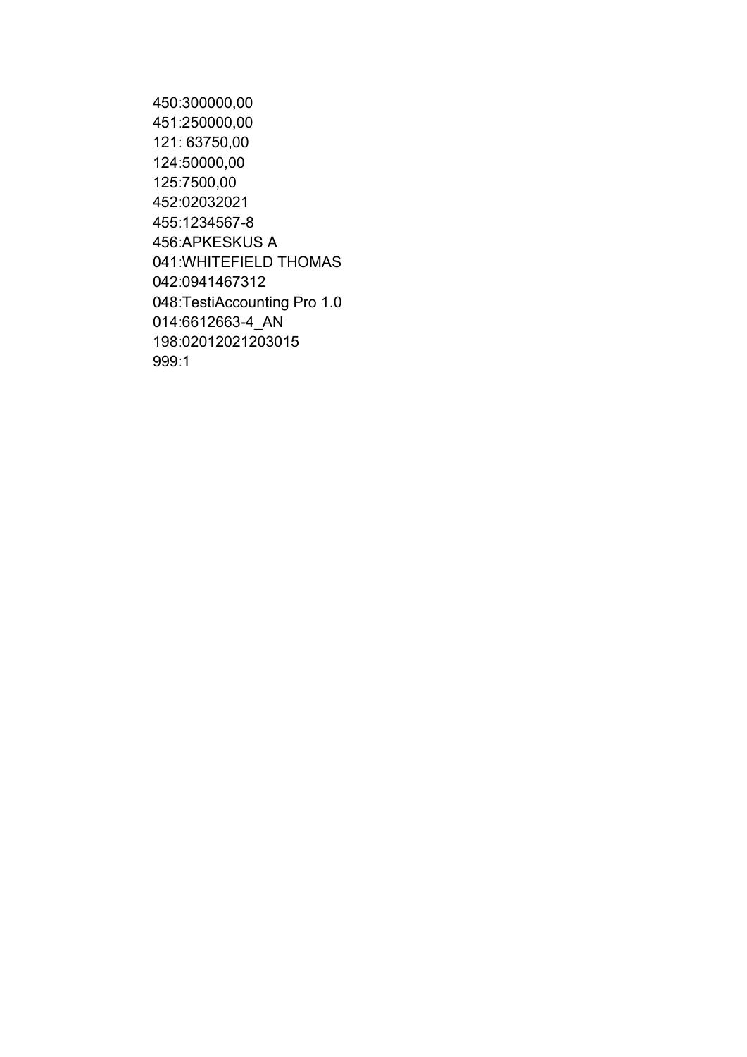450:300000,00
451:250000,00
121: 63750,00
124:50000,00
125:7500,00
452:02032021
455:1234567-8
456:APKESKUS A
041:WHITEFIELD THOMAS
042:0941467312
048:TestiAccounting Pro 1.0
014:6612663-4_AN
198:02012021203015
999:1